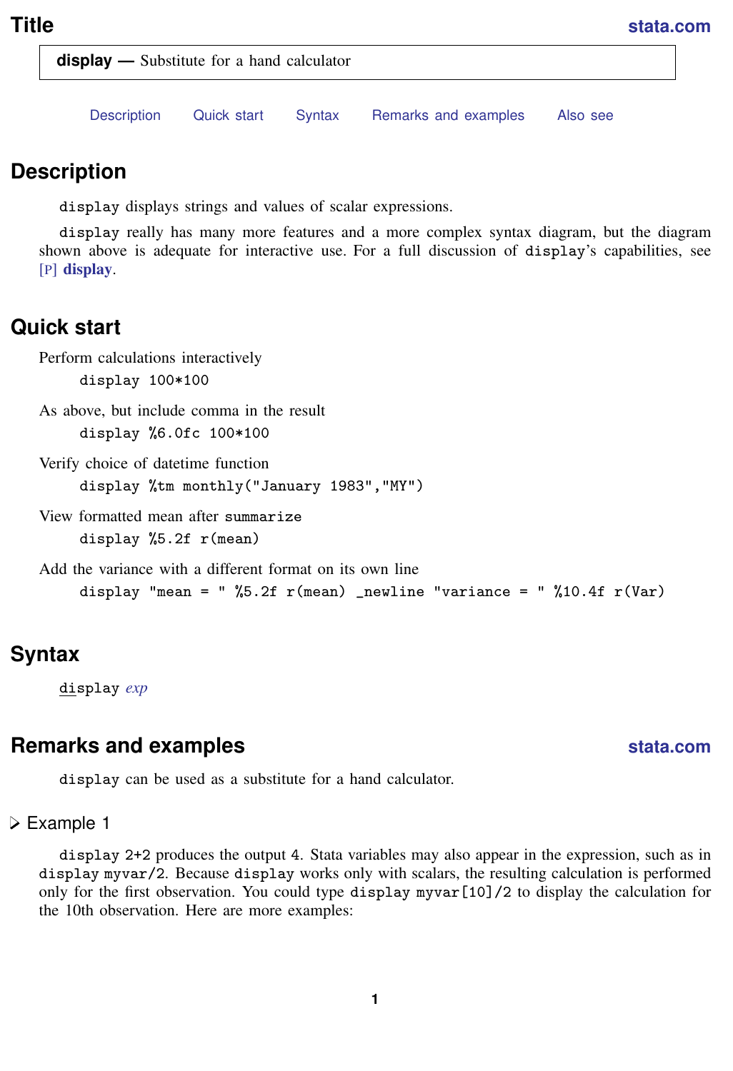# Title

**display — Substitute for a hand calculator**

Description   Quick start   Syntax   Remarks and examples   Also see

## Description

`display` displays strings and values of scalar expressions.

`display` really has many more features and a more complex syntax diagram, but the diagram shown above is adequate for interactive use. For a full discussion of `display`'s capabilities, see [P] **display**.

## Quick start

Perform calculations interactively

```
display 100*100
```

As above, but include comma in the result

```
display %6.0fc 100*100
```

Verify choice of datetime function

```
display %tm monthly("January 1983","MY")
```

View formatted mean after `summarize`

```
display %5.2f r(mean)
```

Add the variance with a different format on its own line

```
display "mean = " %5.2f r(mean) _newline "variance = " %10.4f r(Var)
```

## Syntax

`display` *exp*

## Remarks and examples

`display` can be used as a substitute for a hand calculator.

### ▷ Example 1

`display 2+2` produces the output 4. Stata variables may also appear in the expression, such as in `display myvar/2`. Because `display` works only with scalars, the resulting calculation is performed only for the first observation. You could type `display myvar[10]/2` to display the calculation for the 10th observation. Here are more examples: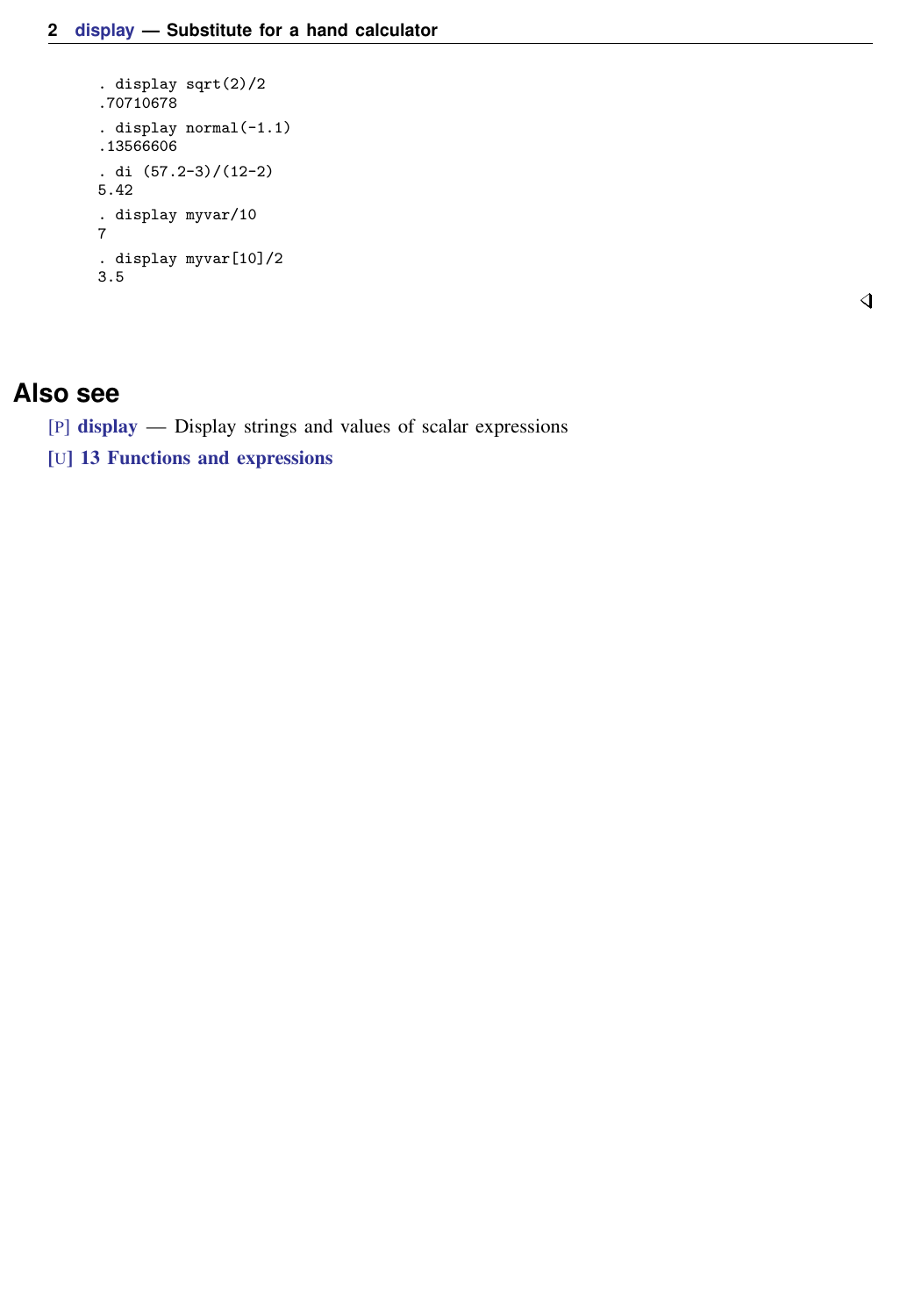```
. display sqrt(2)/2
.70710678
. display normal(-1.1)
.13566606
. di (57.2-3)/(12-2)
5.42
. display myvar/10
7
. display myvar[10]/2
3.5
```

◁

## Also see

[P] **display** — Display strings and values of scalar expressions

**[U] 13 Functions and expressions**